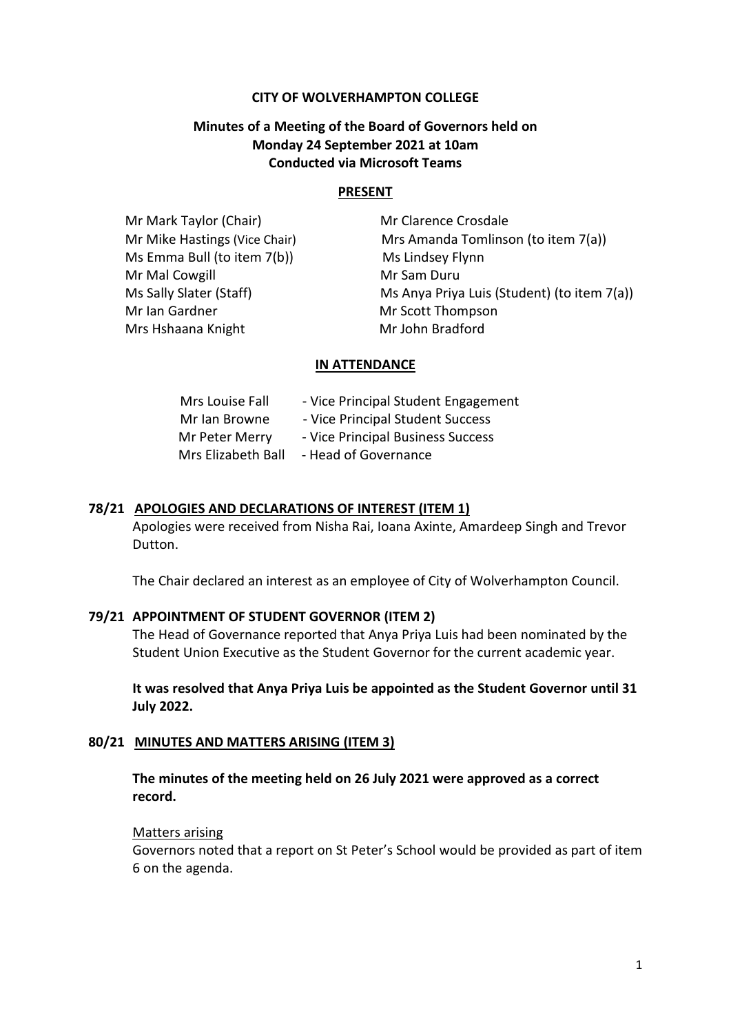**CITY OF WOLVERHAMPTON COLLEGE**

**Minutes of a Meeting of the Board of Governors held on Monday 24 September 2021 at 10am Conducted via Microsoft Teams**

**PRESENT**

| | |
|---|---|
| Mr Mark Taylor (Chair) | Mr Clarence Crosdale |
| Mr Mike Hastings (Vice Chair) | Mrs Amanda Tomlinson (to item 7(a)) |
| Ms Emma Bull (to item 7(b)) | Ms Lindsey Flynn |
| Mr Mal Cowgill | Mr Sam Duru |
| Ms Sally Slater (Staff) | Ms Anya Priya Luis (Student) (to item 7(a)) |
| Mr Ian Gardner | Mr Scott Thompson |
| Mrs Hshaana Knight | Mr John Bradford |

**IN ATTENDANCE**

| | |
|---|---|
| Mrs Louise Fall | - Vice Principal Student Engagement |
| Mr Ian Browne | - Vice Principal Student Success |
| Mr Peter Merry | - Vice Principal Business Success |
| Mrs Elizabeth Ball | - Head of Governance |

**78/21 APOLOGIES AND DECLARATIONS OF INTEREST (ITEM 1)**

Apologies were received from Nisha Rai, Ioana Axinte, Amardeep Singh and Trevor Dutton.

The Chair declared an interest as an employee of City of Wolverhampton Council.

**79/21 APPOINTMENT OF STUDENT GOVERNOR (ITEM 2)**

The Head of Governance reported that Anya Priya Luis had been nominated by the Student Union Executive as the Student Governor for the current academic year.

**It was resolved that Anya Priya Luis be appointed as the Student Governor until 31 July 2022.**

**80/21 MINUTES AND MATTERS ARISING (ITEM 3)**

**The minutes of the meeting held on 26 July 2021 were approved as a correct record.**

Matters arising

Governors noted that a report on St Peter's School would be provided as part of item 6 on the agenda.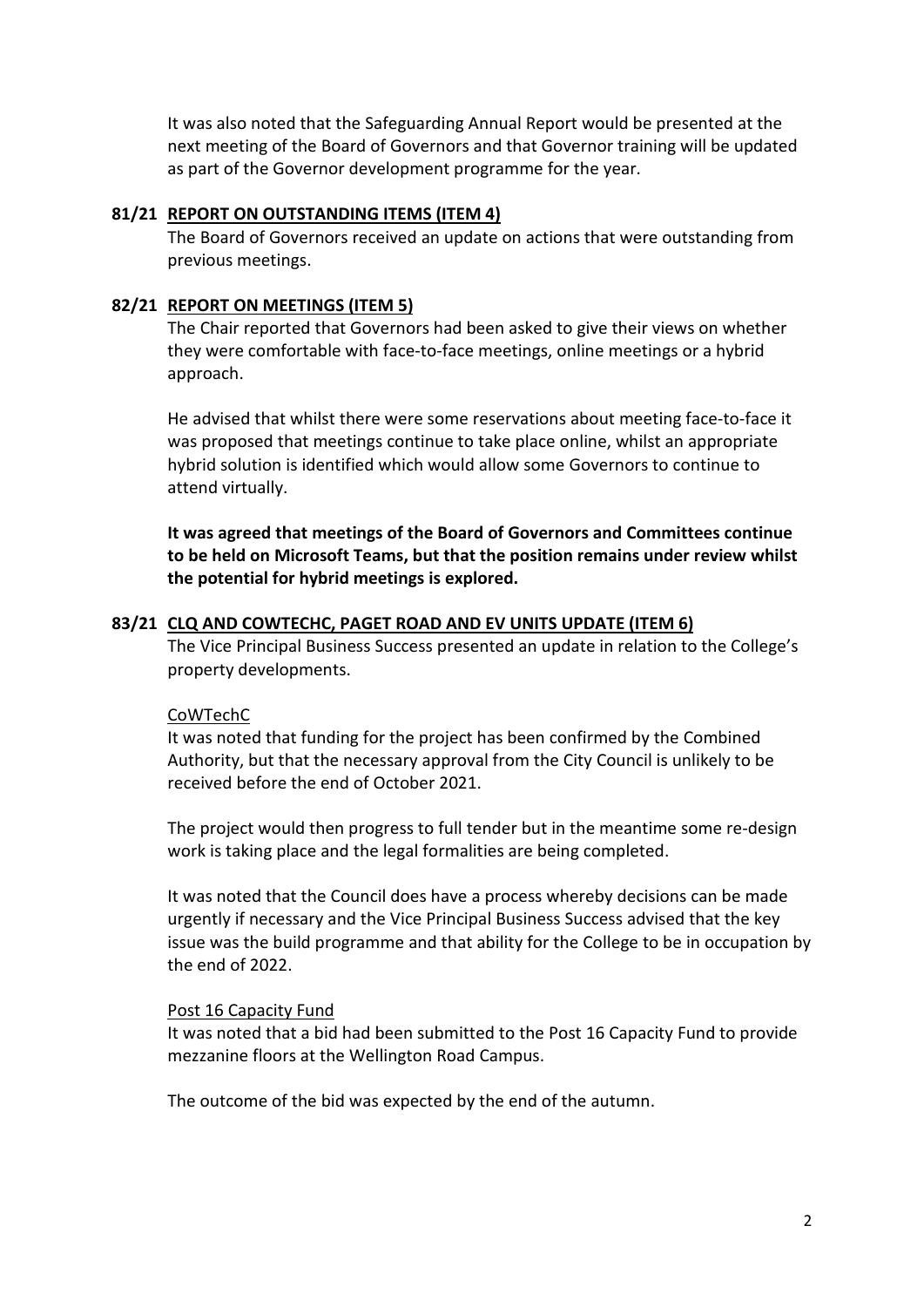It was also noted that the Safeguarding Annual Report would be presented at the next meeting of the Board of Governors and that Governor training will be updated as part of the Governor development programme for the year.

**81/21 REPORT ON OUTSTANDING ITEMS (ITEM 4)**

The Board of Governors received an update on actions that were outstanding from previous meetings.

**82/21 REPORT ON MEETINGS (ITEM 5)**

The Chair reported that Governors had been asked to give their views on whether they were comfortable with face-to-face meetings, online meetings or a hybrid approach.

He advised that whilst there were some reservations about meeting face-to-face it was proposed that meetings continue to take place online, whilst an appropriate hybrid solution is identified which would allow some Governors to continue to attend virtually.

**It was agreed that meetings of the Board of Governors and Committees continue to be held on Microsoft Teams, but that the position remains under review whilst the potential for hybrid meetings is explored.**

**83/21 CLQ AND COWTECHC, PAGET ROAD AND EV UNITS UPDATE (ITEM 6)**

The Vice Principal Business Success presented an update in relation to the College's property developments.

CoWTechC

It was noted that funding for the project has been confirmed by the Combined Authority, but that the necessary approval from the City Council is unlikely to be received before the end of October 2021.

The project would then progress to full tender but in the meantime some re-design work is taking place and the legal formalities are being completed.

It was noted that the Council does have a process whereby decisions can be made urgently if necessary and the Vice Principal Business Success advised that the key issue was the build programme and that ability for the College to be in occupation by the end of 2022.

Post 16 Capacity Fund

It was noted that a bid had been submitted to the Post 16 Capacity Fund to provide mezzanine floors at the Wellington Road Campus.

The outcome of the bid was expected by the end of the autumn.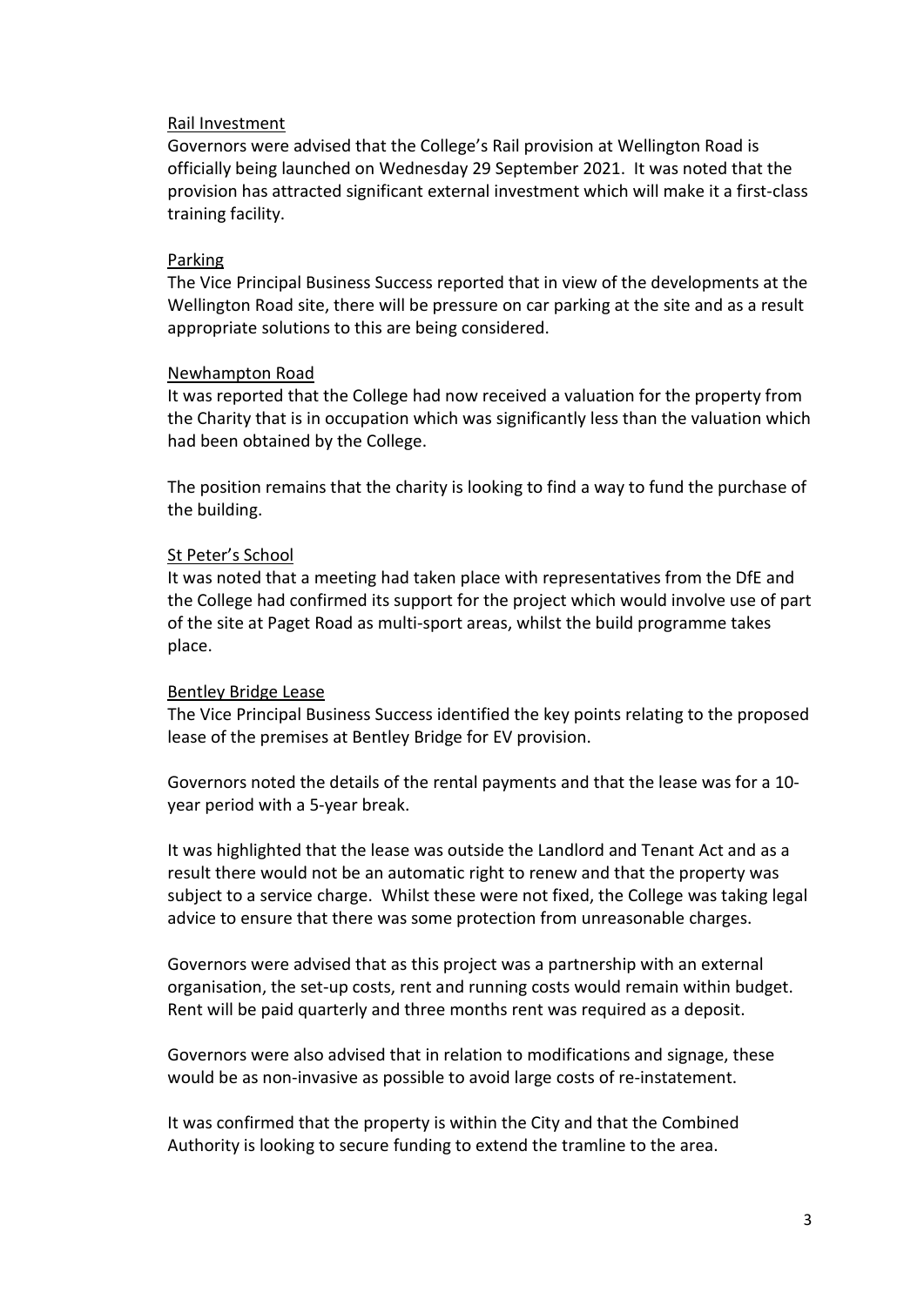Rail Investment

Governors were advised that the College's Rail provision at Wellington Road is officially being launched on Wednesday 29 September 2021. It was noted that the provision has attracted significant external investment which will make it a first-class training facility.

Parking

The Vice Principal Business Success reported that in view of the developments at the Wellington Road site, there will be pressure on car parking at the site and as a result appropriate solutions to this are being considered.

Newhampton Road

It was reported that the College had now received a valuation for the property from the Charity that is in occupation which was significantly less than the valuation which had been obtained by the College.

The position remains that the charity is looking to find a way to fund the purchase of the building.

St Peter's School

It was noted that a meeting had taken place with representatives from the DfE and the College had confirmed its support for the project which would involve use of part of the site at Paget Road as multi-sport areas, whilst the build programme takes place.

Bentley Bridge Lease

The Vice Principal Business Success identified the key points relating to the proposed lease of the premises at Bentley Bridge for EV provision.

Governors noted the details of the rental payments and that the lease was for a 10-year period with a 5-year break.

It was highlighted that the lease was outside the Landlord and Tenant Act and as a result there would not be an automatic right to renew and that the property was subject to a service charge. Whilst these were not fixed, the College was taking legal advice to ensure that there was some protection from unreasonable charges.

Governors were advised that as this project was a partnership with an external organisation, the set-up costs, rent and running costs would remain within budget. Rent will be paid quarterly and three months rent was required as a deposit.

Governors were also advised that in relation to modifications and signage, these would be as non-invasive as possible to avoid large costs of re-instatement.

It was confirmed that the property is within the City and that the Combined Authority is looking to secure funding to extend the tramline to the area.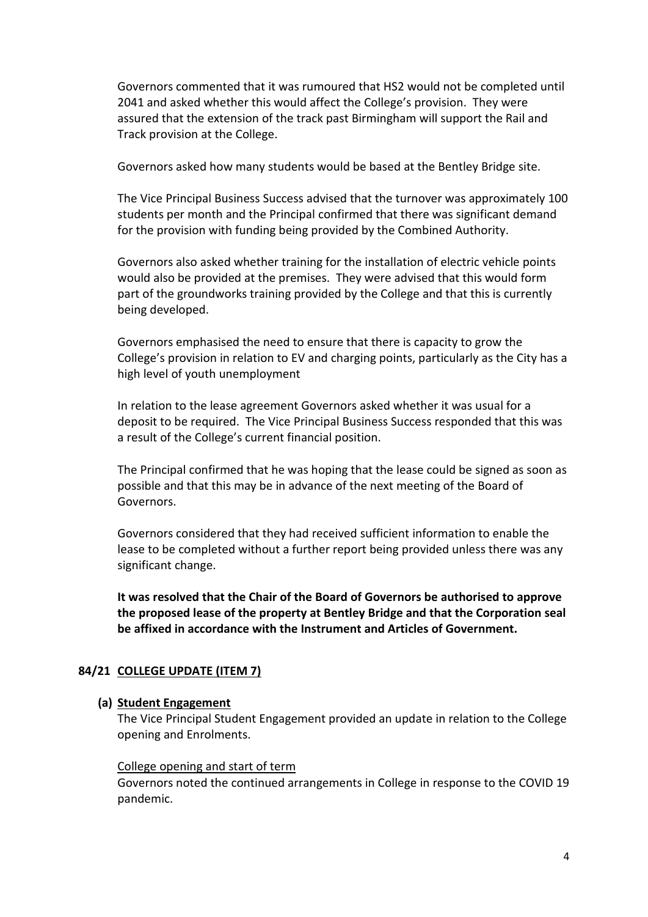Governors commented that it was rumoured that HS2 would not be completed until 2041 and asked whether this would affect the College's provision. They were assured that the extension of the track past Birmingham will support the Rail and Track provision at the College.

Governors asked how many students would be based at the Bentley Bridge site.

The Vice Principal Business Success advised that the turnover was approximately 100 students per month and the Principal confirmed that there was significant demand for the provision with funding being provided by the Combined Authority.

Governors also asked whether training for the installation of electric vehicle points would also be provided at the premises. They were advised that this would form part of the groundworks training provided by the College and that this is currently being developed.

Governors emphasised the need to ensure that there is capacity to grow the College's provision in relation to EV and charging points, particularly as the City has a high level of youth unemployment

In relation to the lease agreement Governors asked whether it was usual for a deposit to be required. The Vice Principal Business Success responded that this was a result of the College's current financial position.

The Principal confirmed that he was hoping that the lease could be signed as soon as possible and that this may be in advance of the next meeting of the Board of Governors.

Governors considered that they had received sufficient information to enable the lease to be completed without a further report being provided unless there was any significant change.

**It was resolved that the Chair of the Board of Governors be authorised to approve the proposed lease of the property at Bentley Bridge and that the Corporation seal be affixed in accordance with the Instrument and Articles of Government.**

## 84/21 COLLEGE UPDATE (ITEM 7)

### (a) Student Engagement

The Vice Principal Student Engagement provided an update in relation to the College opening and Enrolments.

College opening and start of term

Governors noted the continued arrangements in College in response to the COVID 19 pandemic.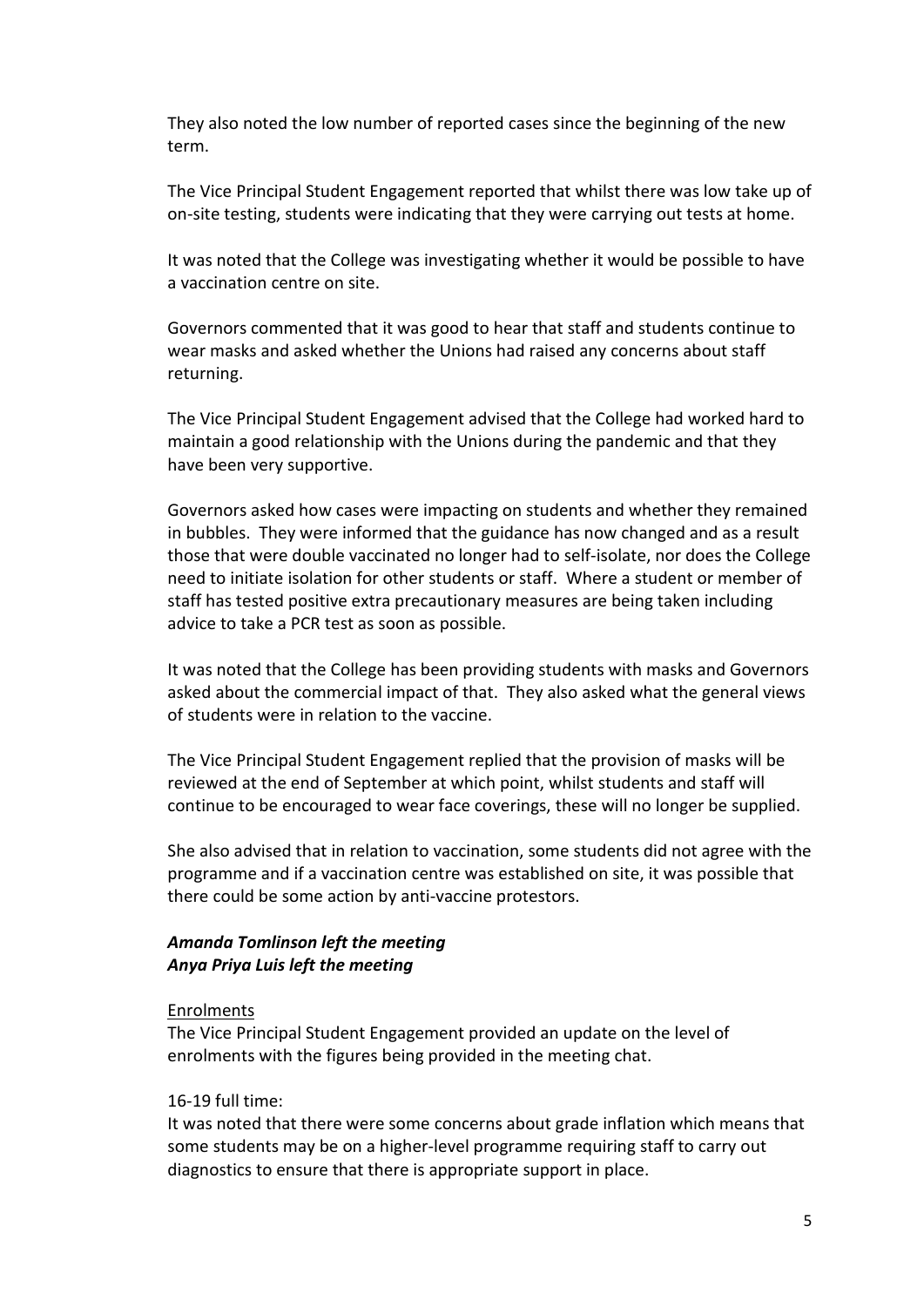They also noted the low number of reported cases since the beginning of the new term.

The Vice Principal Student Engagement reported that whilst there was low take up of on-site testing, students were indicating that they were carrying out tests at home.

It was noted that the College was investigating whether it would be possible to have a vaccination centre on site.

Governors commented that it was good to hear that staff and students continue to wear masks and asked whether the Unions had raised any concerns about staff returning.

The Vice Principal Student Engagement advised that the College had worked hard to maintain a good relationship with the Unions during the pandemic and that they have been very supportive.

Governors asked how cases were impacting on students and whether they remained in bubbles. They were informed that the guidance has now changed and as a result those that were double vaccinated no longer had to self-isolate, nor does the College need to initiate isolation for other students or staff. Where a student or member of staff has tested positive extra precautionary measures are being taken including advice to take a PCR test as soon as possible.

It was noted that the College has been providing students with masks and Governors asked about the commercial impact of that. They also asked what the general views of students were in relation to the vaccine.

The Vice Principal Student Engagement replied that the provision of masks will be reviewed at the end of September at which point, whilst students and staff will continue to be encouraged to wear face coverings, these will no longer be supplied.

She also advised that in relation to vaccination, some students did not agree with the programme and if a vaccination centre was established on site, it was possible that there could be some action by anti-vaccine protestors.

***Amanda Tomlinson left the meeting***
***Anya Priya Luis left the meeting***

Enrolments

The Vice Principal Student Engagement provided an update on the level of enrolments with the figures being provided in the meeting chat.

16-19 full time:

It was noted that there were some concerns about grade inflation which means that some students may be on a higher-level programme requiring staff to carry out diagnostics to ensure that there is appropriate support in place.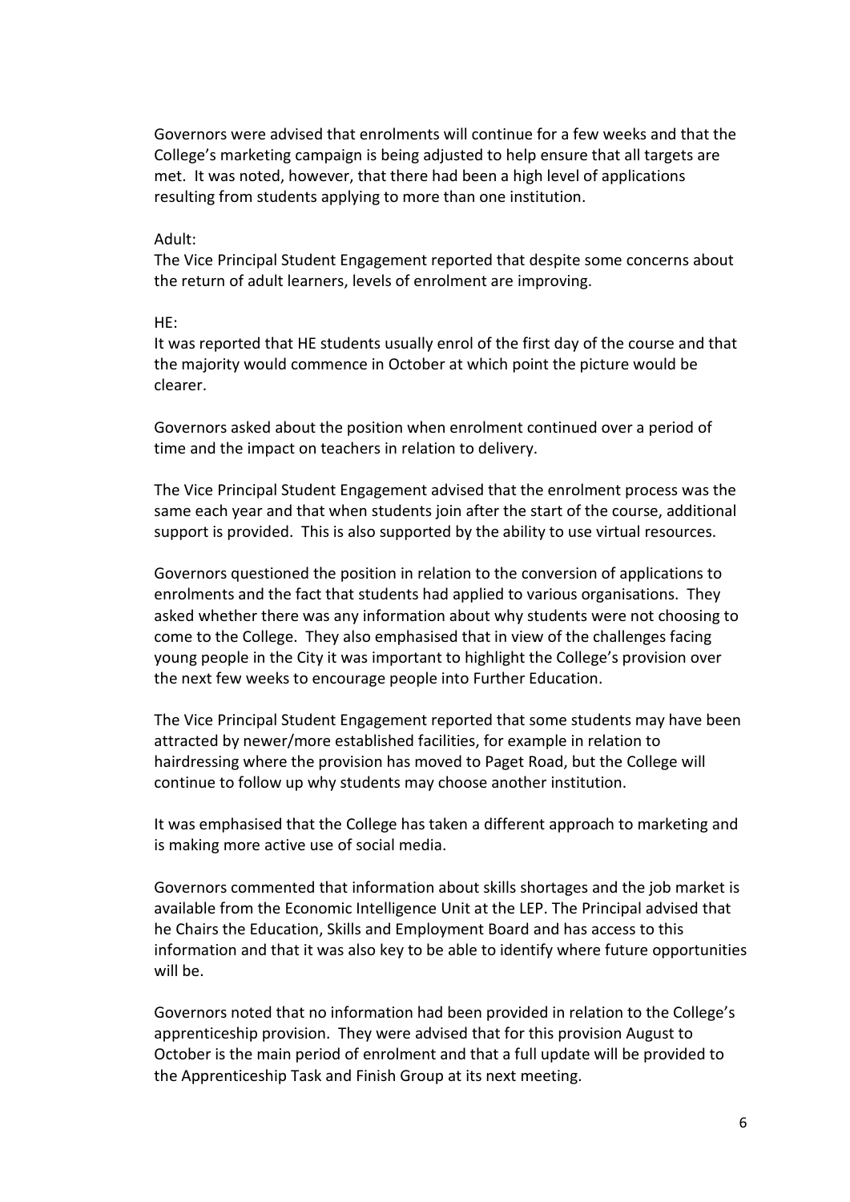Governors were advised that enrolments will continue for a few weeks and that the College's marketing campaign is being adjusted to help ensure that all targets are met. It was noted, however, that there had been a high level of applications resulting from students applying to more than one institution.

Adult:
The Vice Principal Student Engagement reported that despite some concerns about the return of adult learners, levels of enrolment are improving.

HE:
It was reported that HE students usually enrol of the first day of the course and that the majority would commence in October at which point the picture would be clearer.

Governors asked about the position when enrolment continued over a period of time and the impact on teachers in relation to delivery.

The Vice Principal Student Engagement advised that the enrolment process was the same each year and that when students join after the start of the course, additional support is provided. This is also supported by the ability to use virtual resources.

Governors questioned the position in relation to the conversion of applications to enrolments and the fact that students had applied to various organisations. They asked whether there was any information about why students were not choosing to come to the College. They also emphasised that in view of the challenges facing young people in the City it was important to highlight the College's provision over the next few weeks to encourage people into Further Education.

The Vice Principal Student Engagement reported that some students may have been attracted by newer/more established facilities, for example in relation to hairdressing where the provision has moved to Paget Road, but the College will continue to follow up why students may choose another institution.

It was emphasised that the College has taken a different approach to marketing and is making more active use of social media.

Governors commented that information about skills shortages and the job market is available from the Economic Intelligence Unit at the LEP. The Principal advised that he Chairs the Education, Skills and Employment Board and has access to this information and that it was also key to be able to identify where future opportunities will be.

Governors noted that no information had been provided in relation to the College's apprenticeship provision. They were advised that for this provision August to October is the main period of enrolment and that a full update will be provided to the Apprenticeship Task and Finish Group at its next meeting.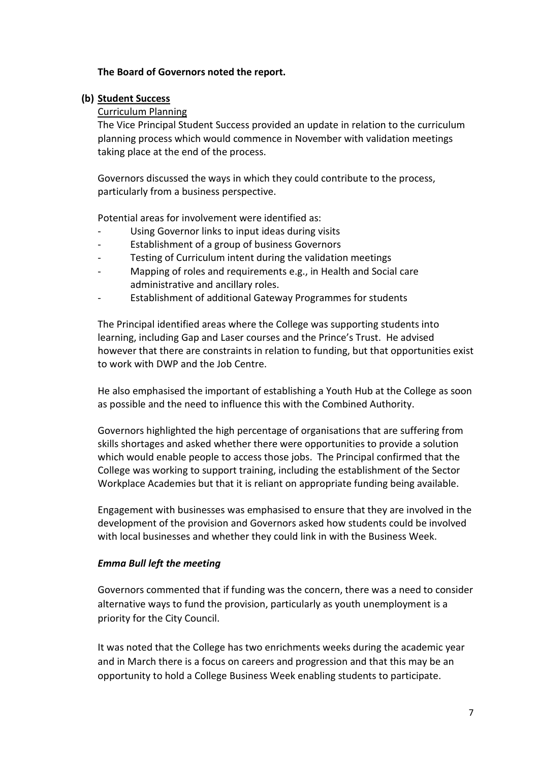**The Board of Governors noted the report.**

**(b) <u>Student Success</u>**

<u>Curriculum Planning</u>

The Vice Principal Student Success provided an update in relation to the curriculum planning process which would commence in November with validation meetings taking place at the end of the process.

Governors discussed the ways in which they could contribute to the process, particularly from a business perspective.

Potential areas for involvement were identified as:

- Using Governor links to input ideas during visits
- Establishment of a group of business Governors
- Testing of Curriculum intent during the validation meetings
- Mapping of roles and requirements e.g., in Health and Social care administrative and ancillary roles.
- Establishment of additional Gateway Programmes for students

The Principal identified areas where the College was supporting students into learning, including Gap and Laser courses and the Prince's Trust. He advised however that there are constraints in relation to funding, but that opportunities exist to work with DWP and the Job Centre.

He also emphasised the important of establishing a Youth Hub at the College as soon as possible and the need to influence this with the Combined Authority.

Governors highlighted the high percentage of organisations that are suffering from skills shortages and asked whether there were opportunities to provide a solution which would enable people to access those jobs. The Principal confirmed that the College was working to support training, including the establishment of the Sector Workplace Academies but that it is reliant on appropriate funding being available.

Engagement with businesses was emphasised to ensure that they are involved in the development of the provision and Governors asked how students could be involved with local businesses and whether they could link in with the Business Week.

***Emma Bull left the meeting***

Governors commented that if funding was the concern, there was a need to consider alternative ways to fund the provision, particularly as youth unemployment is a priority for the City Council.

It was noted that the College has two enrichments weeks during the academic year and in March there is a focus on careers and progression and that this may be an opportunity to hold a College Business Week enabling students to participate.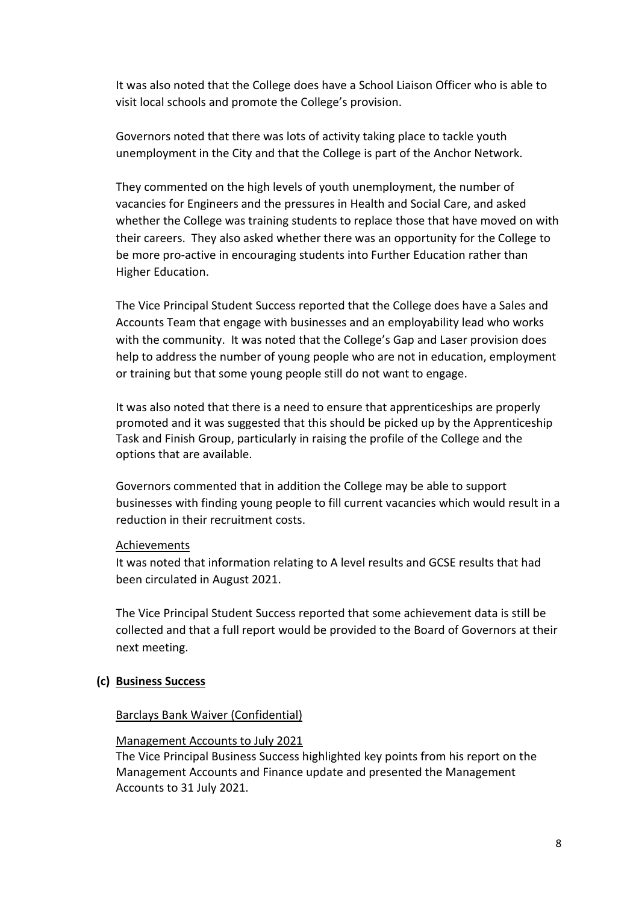It was also noted that the College does have a School Liaison Officer who is able to visit local schools and promote the College's provision.

Governors noted that there was lots of activity taking place to tackle youth unemployment in the City and that the College is part of the Anchor Network.

They commented on the high levels of youth unemployment, the number of vacancies for Engineers and the pressures in Health and Social Care, and asked whether the College was training students to replace those that have moved on with their careers. They also asked whether there was an opportunity for the College to be more pro-active in encouraging students into Further Education rather than Higher Education.

The Vice Principal Student Success reported that the College does have a Sales and Accounts Team that engage with businesses and an employability lead who works with the community. It was noted that the College's Gap and Laser provision does help to address the number of young people who are not in education, employment or training but that some young people still do not want to engage.

It was also noted that there is a need to ensure that apprenticeships are properly promoted and it was suggested that this should be picked up by the Apprenticeship Task and Finish Group, particularly in raising the profile of the College and the options that are available.

Governors commented that in addition the College may be able to support businesses with finding young people to fill current vacancies which would result in a reduction in their recruitment costs.

Achievements

It was noted that information relating to A level results and GCSE results that had been circulated in August 2021.

The Vice Principal Student Success reported that some achievement data is still be collected and that a full report would be provided to the Board of Governors at their next meeting.

**(c) Business Success**

Barclays Bank Waiver (Confidential)

Management Accounts to July 2021

The Vice Principal Business Success highlighted key points from his report on the Management Accounts and Finance update and presented the Management Accounts to 31 July 2021.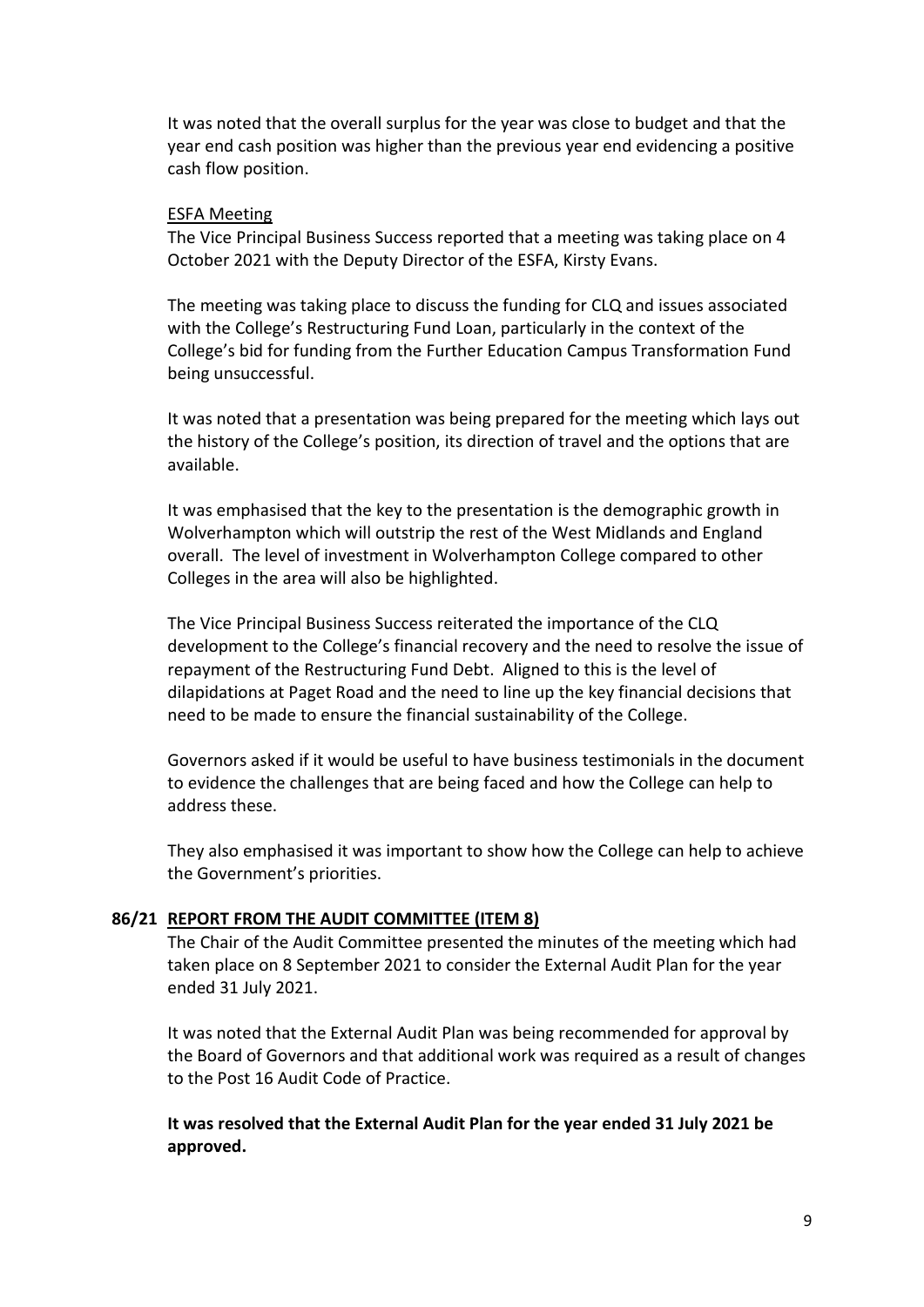It was noted that the overall surplus for the year was close to budget and that the year end cash position was higher than the previous year end evidencing a positive cash flow position.

ESFA Meeting

The Vice Principal Business Success reported that a meeting was taking place on 4 October 2021 with the Deputy Director of the ESFA, Kirsty Evans.

The meeting was taking place to discuss the funding for CLQ and issues associated with the College's Restructuring Fund Loan, particularly in the context of the College's bid for funding from the Further Education Campus Transformation Fund being unsuccessful.

It was noted that a presentation was being prepared for the meeting which lays out the history of the College's position, its direction of travel and the options that are available.

It was emphasised that the key to the presentation is the demographic growth in Wolverhampton which will outstrip the rest of the West Midlands and England overall. The level of investment in Wolverhampton College compared to other Colleges in the area will also be highlighted.

The Vice Principal Business Success reiterated the importance of the CLQ development to the College's financial recovery and the need to resolve the issue of repayment of the Restructuring Fund Debt. Aligned to this is the level of dilapidations at Paget Road and the need to line up the key financial decisions that need to be made to ensure the financial sustainability of the College.

Governors asked if it would be useful to have business testimonials in the document to evidence the challenges that are being faced and how the College can help to address these.

They also emphasised it was important to show how the College can help to achieve the Government's priorities.

## 86/21 REPORT FROM THE AUDIT COMMITTEE (ITEM 8)

The Chair of the Audit Committee presented the minutes of the meeting which had taken place on 8 September 2021 to consider the External Audit Plan for the year ended 31 July 2021.

It was noted that the External Audit Plan was being recommended for approval by the Board of Governors and that additional work was required as a result of changes to the Post 16 Audit Code of Practice.

**It was resolved that the External Audit Plan for the year ended 31 July 2021 be approved.**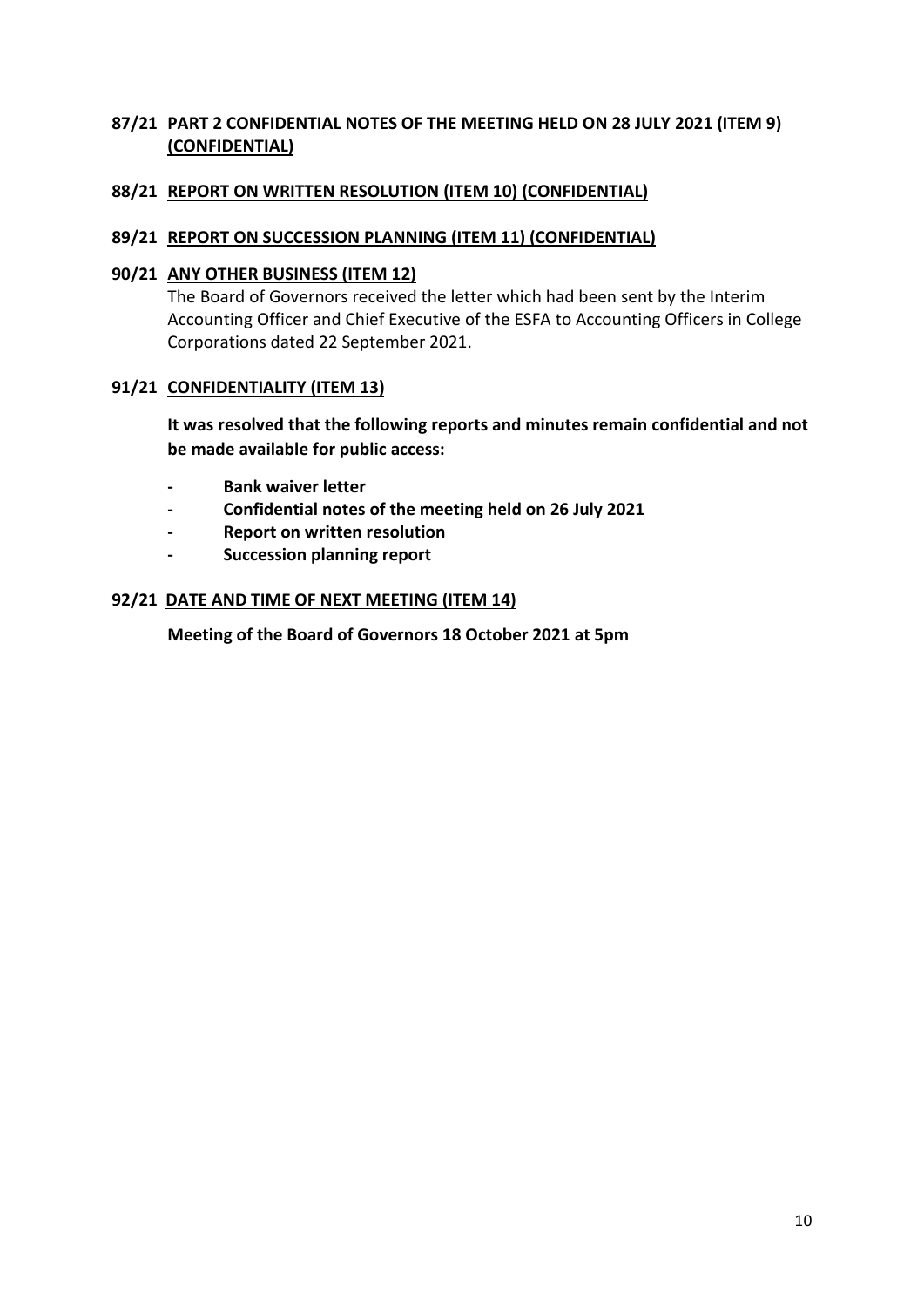**87/21 PART 2 CONFIDENTIAL NOTES OF THE MEETING HELD ON 28 JULY 2021 (ITEM 9) (CONFIDENTIAL)**

**88/21 REPORT ON WRITTEN RESOLUTION (ITEM 10) (CONFIDENTIAL)**

**89/21 REPORT ON SUCCESSION PLANNING (ITEM 11) (CONFIDENTIAL)**

**90/21 ANY OTHER BUSINESS (ITEM 12)**

The Board of Governors received the letter which had been sent by the Interim Accounting Officer and Chief Executive of the ESFA to Accounting Officers in College Corporations dated 22 September 2021.

**91/21 CONFIDENTIALITY (ITEM 13)**

**It was resolved that the following reports and minutes remain confidential and not be made available for public access:**

- **Bank waiver letter**
- **Confidential notes of the meeting held on 26 July 2021**
- **Report on written resolution**
- **Succession planning report**

**92/21 DATE AND TIME OF NEXT MEETING (ITEM 14)**

**Meeting of the Board of Governors 18 October 2021 at 5pm**